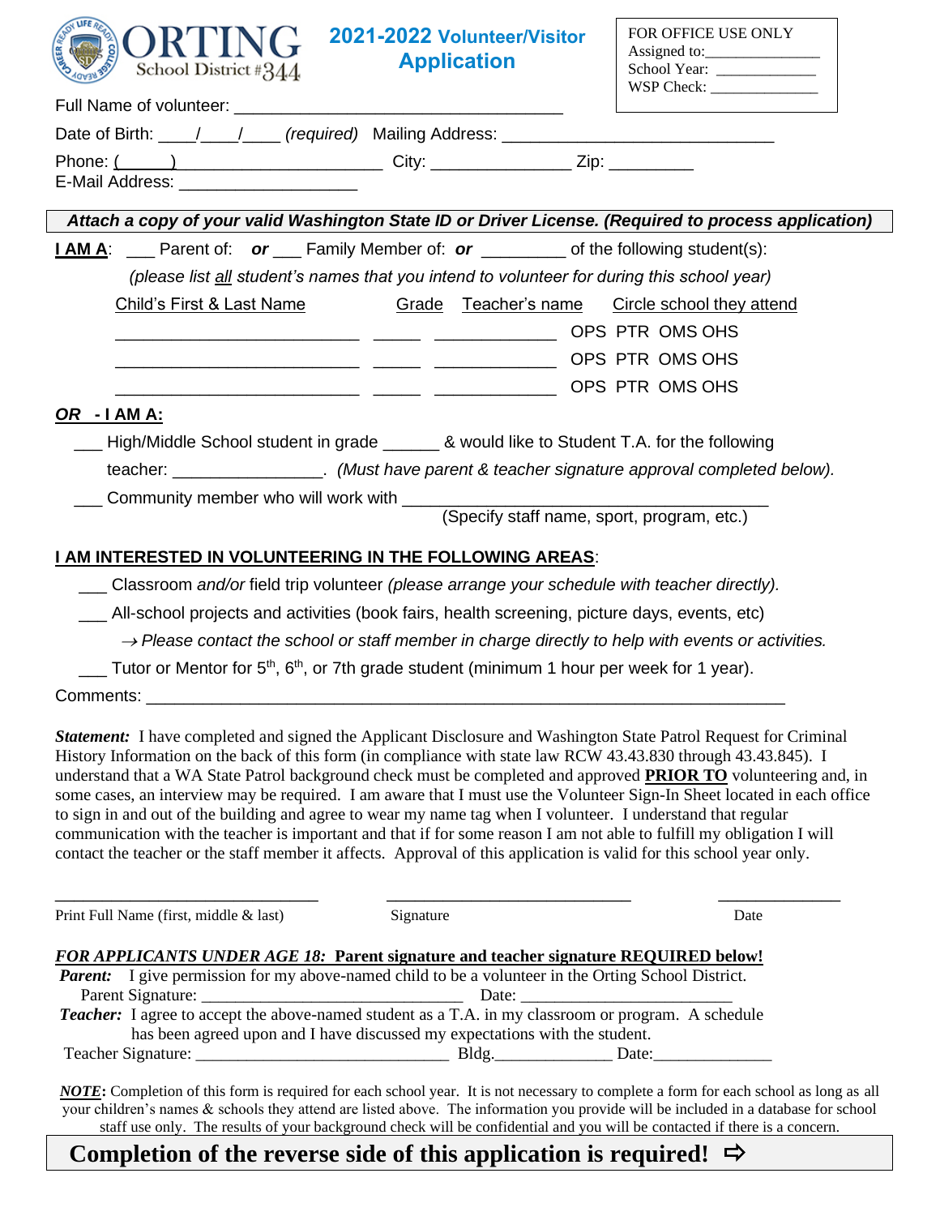ORTING School District #344

# 2021-2022 Volunteer/Visitor Application

FOR OFFICE USE ONLY
Assigned to:_______________
School Year: _____________
WSP Check: ______________

Full Name of volunteer: ___________________________________

Date of Birth: ____/____/____ *(required)* Mailing Address: _____________________________

Phone: (______) _____________________ City: _______________ Zip: _________

E-Mail Address: ___________________

***Attach a copy of your valid Washington State ID or Driver License. (Required to process application)***

**I AM A**: ___ Parent of: ***or*** ___ Family Member of: ***or*** _________ of the following student(s):

*(please list all student's names that you intend to volunteer for during this school year)*

| Child's First & Last Name | Grade | Teacher's name | Circle school they attend |
|---|---|---|---|
| _________________________ | _____ | _____________ | OPS PTR OMS OHS |
| _________________________ | _____ | _____________ | OPS PTR OMS OHS |
| _________________________ | _____ | _____________ | OPS PTR OMS OHS |

***OR* - I AM A:**

___ High/Middle School student in grade ______ & would like to Student T.A. for the following teacher: ________________. *(Must have parent & teacher signature approval completed below).*

___ Community member who will work with _____________________________________
(Specify staff name, sport, program, etc.)

**I AM INTERESTED IN VOLUNTEERING IN THE FOLLOWING AREAS**:

___ Classroom *and/or* field trip volunteer *(please arrange your schedule with teacher directly).*

___ All-school projects and activities (book fairs, health screening, picture days, events, etc)

→ *Please contact the school or staff member in charge directly to help with events or activities.*

___ Tutor or Mentor for 5th, 6th, or 7th grade student (minimum 1 hour per week for 1 year).

Comments: _________________________________________________________________

***Statement:*** I have completed and signed the Applicant Disclosure and Washington State Patrol Request for Criminal History Information on the back of this form (in compliance with state law RCW 43.43.830 through 43.43.845). I understand that a WA State Patrol background check must be completed and approved **PRIOR TO** volunteering and, in some cases, an interview may be required. I am aware that I must use the Volunteer Sign-In Sheet located in each office to sign in and out of the building and agree to wear my name tag when I volunteer. I understand that regular communication with the teacher is important and that if for some reason I am not able to fulfill my obligation I will contact the teacher or the staff member it affects. Approval of this application is valid for this school year only.

_____________________________ _____________________________ ______________
Print Full Name (first, middle & last) Signature Date

***FOR APPLICANTS UNDER AGE 18:* Parent signature and teacher signature REQUIRED below!**

***Parent:*** I give permission for my above-named child to be a volunteer in the Orting School District.
Parent Signature: ______________________________ Date: ________________________

***Teacher:*** I agree to accept the above-named student as a T.A. in my classroom or program. A schedule has been agreed upon and I have discussed my expectations with the student.
Teacher Signature: _____________________________ Bldg.______________ Date:______________

***NOTE*:** Completion of this form is required for each school year. It is not necessary to complete a form for each school as long as all your children's names & schools they attend are listed above. The information you provide will be included in a database for school staff use only. The results of your background check will be confidential and you will be contacted if there is a concern.

**Completion of the reverse side of this application is required! ⇨**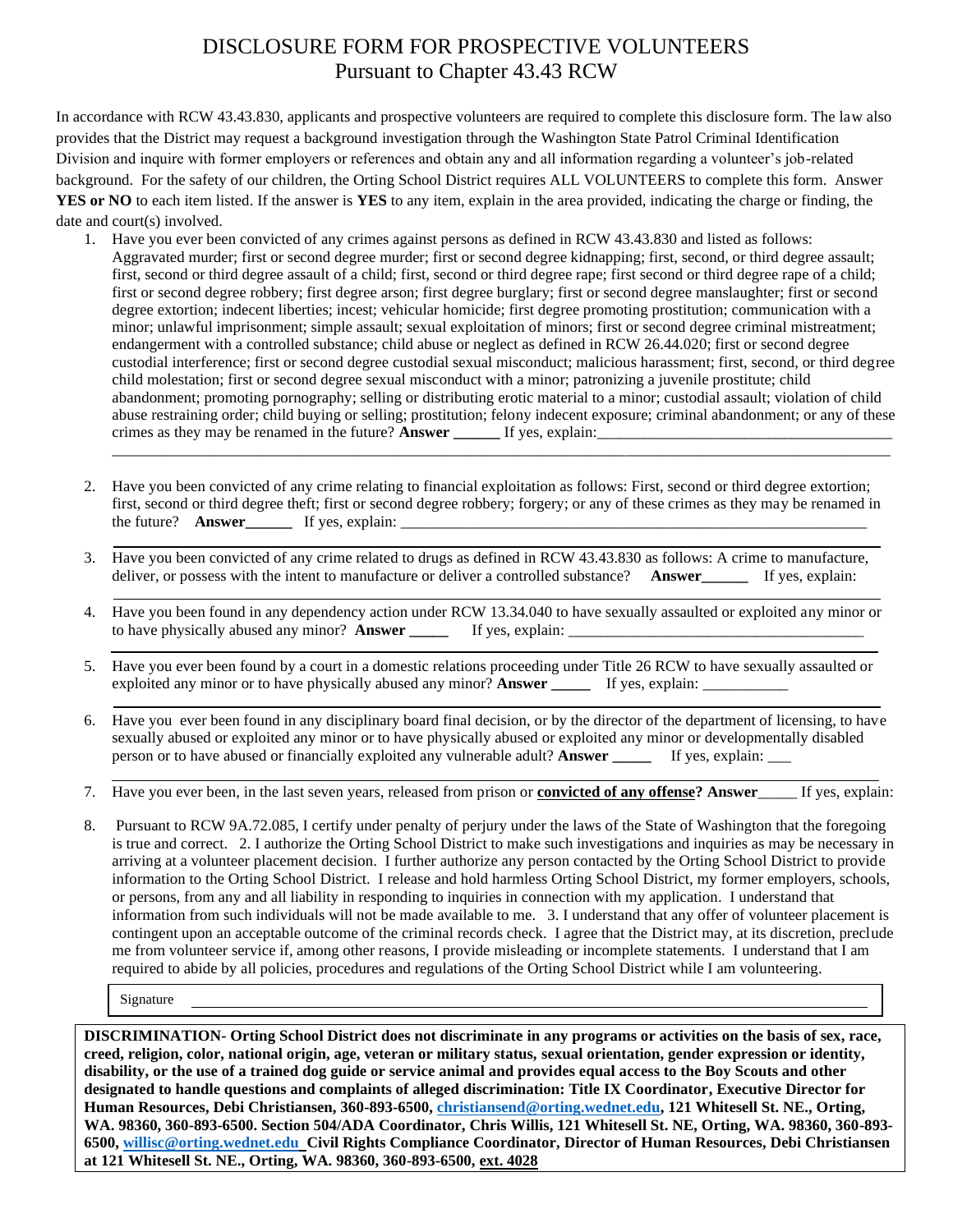# DISCLOSURE FORM FOR PROSPECTIVE VOLUNTEERS
## Pursuant to Chapter 43.43 RCW

In accordance with RCW 43.43.830, applicants and prospective volunteers are required to complete this disclosure form. The law also provides that the District may request a background investigation through the Washington State Patrol Criminal Identification Division and inquire with former employers or references and obtain any and all information regarding a volunteer's job-related background. For the safety of our children, the Orting School District requires ALL VOLUNTEERS to complete this form. Answer **YES or NO** to each item listed. If the answer is **YES** to any item, explain in the area provided, indicating the charge or finding, the date and court(s) involved.

1. Have you ever been convicted of any crimes against persons as defined in RCW 43.43.830 and listed as follows: Aggravated murder; first or second degree murder; first or second degree kidnapping; first, second, or third degree assault; first, second or third degree assault of a child; first, second or third degree rape; first second or third degree rape of a child; first or second degree robbery; first degree arson; first degree burglary; first or second degree manslaughter; first or second degree extortion; indecent liberties; incest; vehicular homicide; first degree promoting prostitution; communication with a minor; unlawful imprisonment; simple assault; sexual exploitation of minors; first or second degree criminal mistreatment; endangerment with a controlled substance; child abuse or neglect as defined in RCW 26.44.020; first or second degree custodial interference; first or second degree custodial sexual misconduct; malicious harassment; first, second, or third degree child molestation; first or second degree sexual misconduct with a minor; patronizing a juvenile prostitute; child abandonment; promoting pornography; selling or distributing erotic material to a minor; custodial assault; violation of child abuse restraining order; child buying or selling; prostitution; felony indecent exposure; criminal abandonment; or any of these crimes as they may be renamed in the future? **Answer** ______ If yes, explain:______________________________________
_____________________________________________________________________________________________

2. Have you been convicted of any crime relating to financial exploitation as follows: First, second or third degree extortion; first, second or third degree theft; first or second degree robbery; forgery; or any of these crimes as they may be renamed in the future? **Answer______** If yes, explain: ______________________________________________________________

3. Have you been convicted of any crime related to drugs as defined in RCW 43.43.830 as follows: A crime to manufacture, deliver, or possess with the intent to manufacture or deliver a controlled substance? **Answer______** If yes, explain:

4. Have you been found in any dependency action under RCW 13.34.040 to have sexually assaulted or exploited any minor or to have physically abused any minor? **Answer _____** If yes, explain: ______________________________________

5. Have you ever been found by a court in a domestic relations proceeding under Title 26 RCW to have sexually assaulted or exploited any minor or to have physically abused any minor? **Answer _____** If yes, explain: ___________

6. Have you ever been found in any disciplinary board final decision, or by the director of the department of licensing, to have sexually abused or exploited any minor or to have physically abused or exploited any minor or developmentally disabled person or to have abused or financially exploited any vulnerable adult? **Answer _____** If yes, explain: ___

7. Have you ever been, in the last seven years, released from prison or **convicted of any offense? Answer**_____ If yes, explain:

8. Pursuant to RCW 9A.72.085, I certify under penalty of perjury under the laws of the State of Washington that the foregoing is true and correct. 2. I authorize the Orting School District to make such investigations and inquiries as may be necessary in arriving at a volunteer placement decision. I further authorize any person contacted by the Orting School District to provide information to the Orting School District. I release and hold harmless Orting School District, my former employers, schools, or persons, from any and all liability in responding to inquiries in connection with my application. I understand that information from such individuals will not be made available to me. 3. I understand that any offer of volunteer placement is contingent upon an acceptable outcome of the criminal records check. I agree that the District may, at its discretion, preclude me from volunteer service if, among other reasons, I provide misleading or incomplete statements. I understand that I am required to abide by all policies, procedures and regulations of the Orting School District while I am volunteering.

Signature ______________________________________________________________________________

**DISCRIMINATION- Orting School District does not discriminate in any programs or activities on the basis of sex, race, creed, religion, color, national origin, age, veteran or military status, sexual orientation, gender expression or identity, disability, or the use of a trained dog guide or service animal and provides equal access to the Boy Scouts and other designated to handle questions and complaints of alleged discrimination: Title IX Coordinator, Executive Director for Human Resources, Debi Christiansen, 360-893-6500, christiansend@orting.wednet.edu, 121 Whitesell St. NE., Orting, WA. 98360, 360-893-6500. Section 504/ADA Coordinator, Chris Willis, 121 Whitesell St. NE, Orting, WA. 98360, 360-893-6500, willisc@orting.wednet.edu Civil Rights Compliance Coordinator, Director of Human Resources, Debi Christiansen at 121 Whitesell St. NE., Orting, WA. 98360, 360-893-6500, ext. 4028**